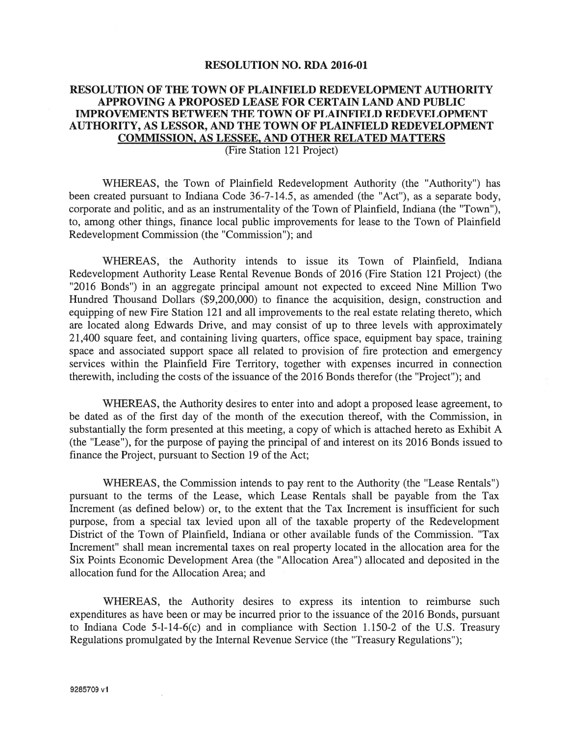# RESOLUTION NO. RDA 2016-01

## RESOLUTION OF THE TOWN OF PLAINFIELD REDEVELOPMENT AUTHORITY APPROVING A PROPOSED LEASE FOR CERTAIN LAND AND PUBLIC IMPROVEMENTS BETWEEN THE TOWN OF PLAINFIELD REDEVELOPMENT AUTHORITY, AS LESSOR, AND THE TOWN OF PLAINFIELD REDEVELOPMENT COMMISSION, AS LESSEE, AND OTHER RELATED MATTERS

(Fire Station 121 Project)

WHEREAS, the Town of Plainfield Redevelopment Authority (the "Authority") has been created pursuant to Indiana Code 36-7-14.5, as amended (the "Act"), as a separate body, corporate and politic, and as an instrumentality of the Town of Plainfield, Indiana (the "Town"), to, among other things, finance local public improvements for lease to the Town of Plainfield Redevelopment Commission (the "Commission"); and

WHEREAS, the Authority intends to issue its Town of Plainfield, Indiana Redevelopment Authority Lease Rental Revenue Bonds of 2016 (Fire Station 121 Project) (the "2016 Bonds") in an aggregate principal amount not expected to exceed Nine Million Two Hundred Thousand Dollars ($9,200,000) to finance the acquisition, design, construction and equipping of new Fire Station 121 and all improvements to the real estate relating thereto, which are located along Edwards Drive, and may consist of up to three levels with approximately 21,400 square feet, and containing living quarters, office space, equipment bay space, training space and associated support space all related to provision of fire protection and emergency services within the Plainfield Fire Territory, together with expenses incurred in connection therewith, including the costs of the issuance of the 2016 Bonds therefor (the "Project"); and

WHEREAS, the Authority desires to enter into and adopt a proposed lease agreement, to be dated as of the first day of the month of the execution thereof, with the Commission, in substantially the form presented at this meeting, a copy of which is attached hereto as Exhibit A (the "Lease"), for the purpose of paying the principal of and interest on its 2016 Bonds issued to finance the Project, pursuant to Section 19 of the Act;

WHEREAS, the Commission intends to pay rent to the Authority (the "Lease Rentals") pursuant to the terms of the Lease, which Lease Rentals shall be payable from the Tax Increment (as defined below) or, to the extent that the Tax Increment is insufficient for such purpose, from a special tax levied upon all of the taxable property of the Redevelopment District of the Town of Plainfield, Indiana or other available funds of the Commission. "Tax Increment" shall mean incremental taxes on real property located in the allocation area for the Six Points Economic Development Area (the "Allocation Area") allocated and deposited in the allocation fund for the Allocation Area; and

WHEREAS, the Authority desires to express its intention to reimburse such expenditures as have been or may be incurred prior to the issuance of the 2016 Bonds, pursuant to Indiana Code 5-1-14-6(c) and in compliance with Section 1.150-2 of the U.S. Treasury Regulations promulgated by the Internal Revenue Service (the "Treasury Regulations");

9285709 v1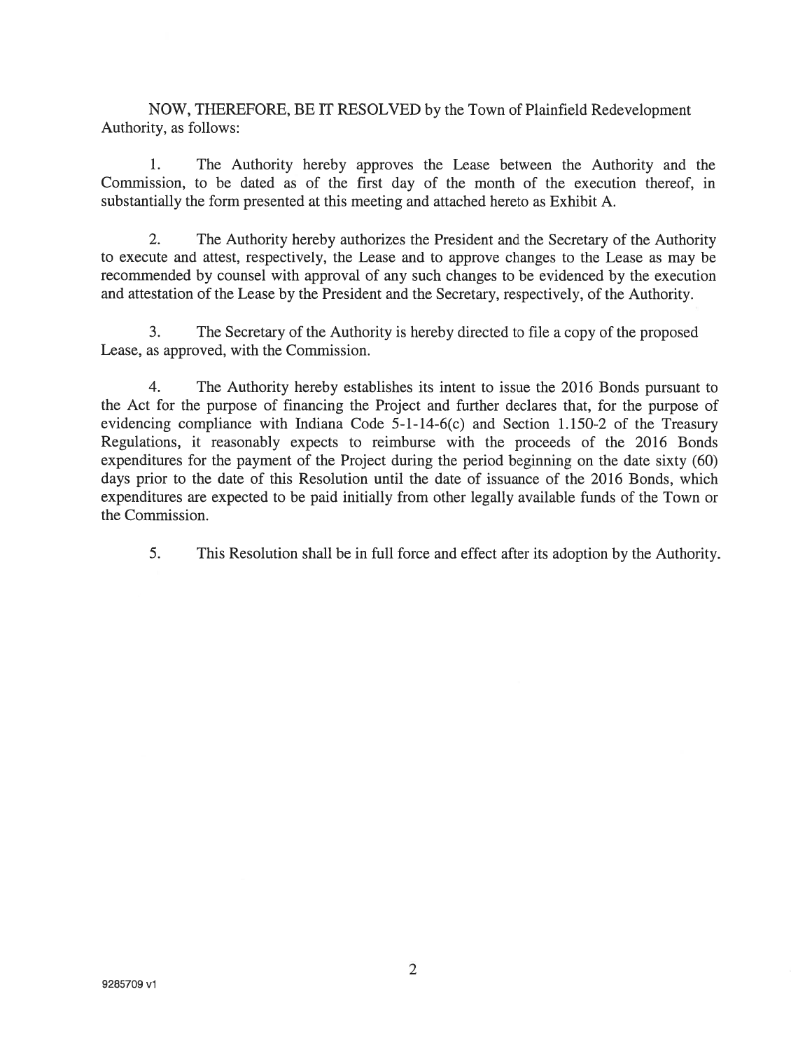NOW, THEREFORE, BE IT RESOLVED by the Town of Plainfield Redevelopment Authority, as follows:

1. The Authority hereby approves the Lease between the Authority and the Commission, to be dated as of the first day of the month of the execution thereof, in substantially the form presented at this meeting and attached hereto as Exhibit A.

2. The Authority hereby authorizes the President and the Secretary of the Authority to execute and attest, respectively, the Lease and to approve changes to the Lease as may be recommended by counsel with approval of any such changes to be evidenced by the execution and attestation of the Lease by the President and the Secretary, respectively, of the Authority.

3. The Secretary of the Authority is hereby directed to file a copy of the proposed Lease, as approved, with the Commission.

4. The Authority hereby establishes its intent to issue the 2016 Bonds pursuant to the Act for the purpose of financing the Project and further declares that, for the purpose of evidencing compliance with Indiana Code 5-1-14-6(c) and Section 1.150-2 of the Treasury Regulations, it reasonably expects to reimburse with the proceeds of the 2016 Bonds expenditures for the payment of the Project during the period beginning on the date sixty (60) days prior to the date of this Resolution until the date of issuance of the 2016 Bonds, which expenditures are expected to be paid initially from other legally available funds of the Town or the Commission.

5. This Resolution shall be in full force and effect after its adoption by the Authority.

9285709 v1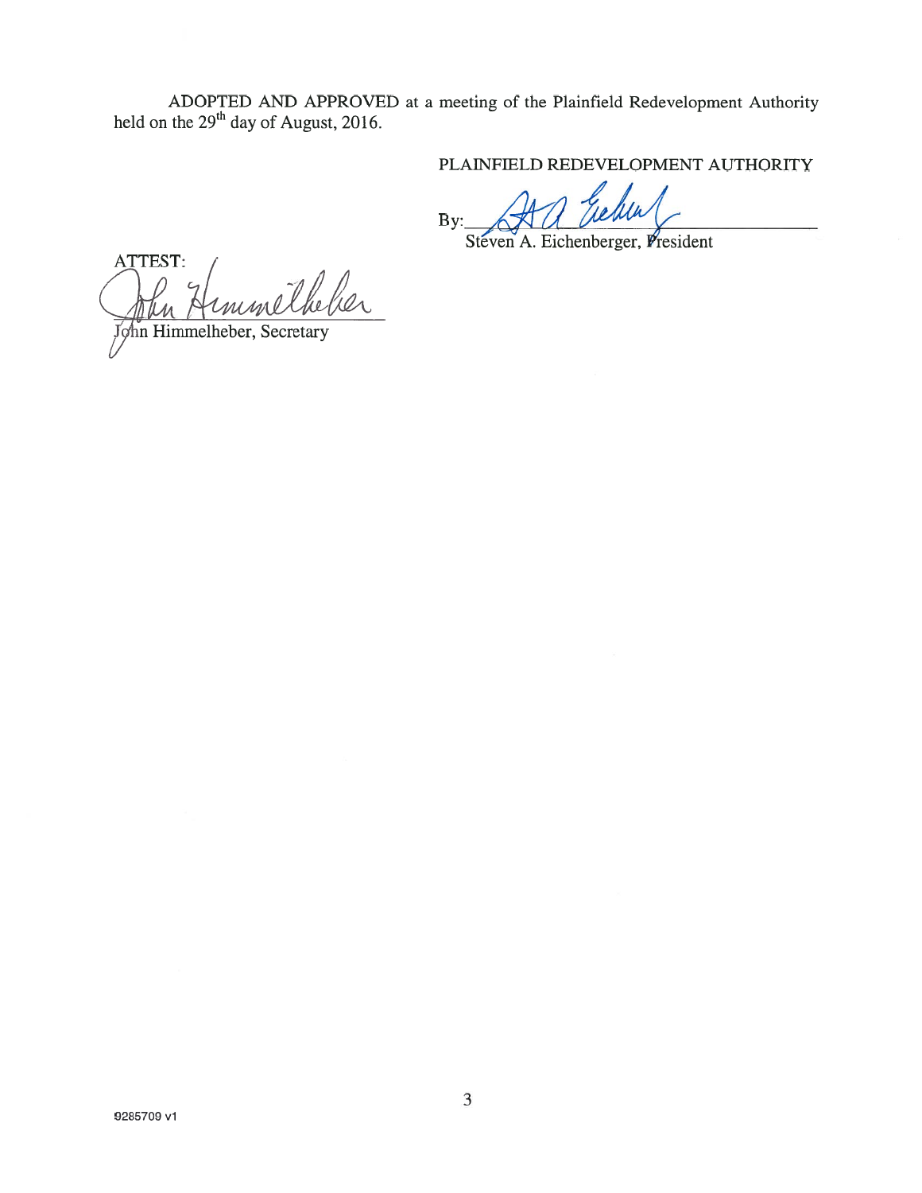ADOPTED AND APPROVED at a meeting of the Plainfield Redevelopment Authority held on the 29th day of August, 2016.

PLAINFIELD REDEVELOPMENT AUTHORITY

By: ______________________________
Steven A. Eichenberger, President

ATTEST:

______________________________
John Himmelheber, Secretary

9285709 v1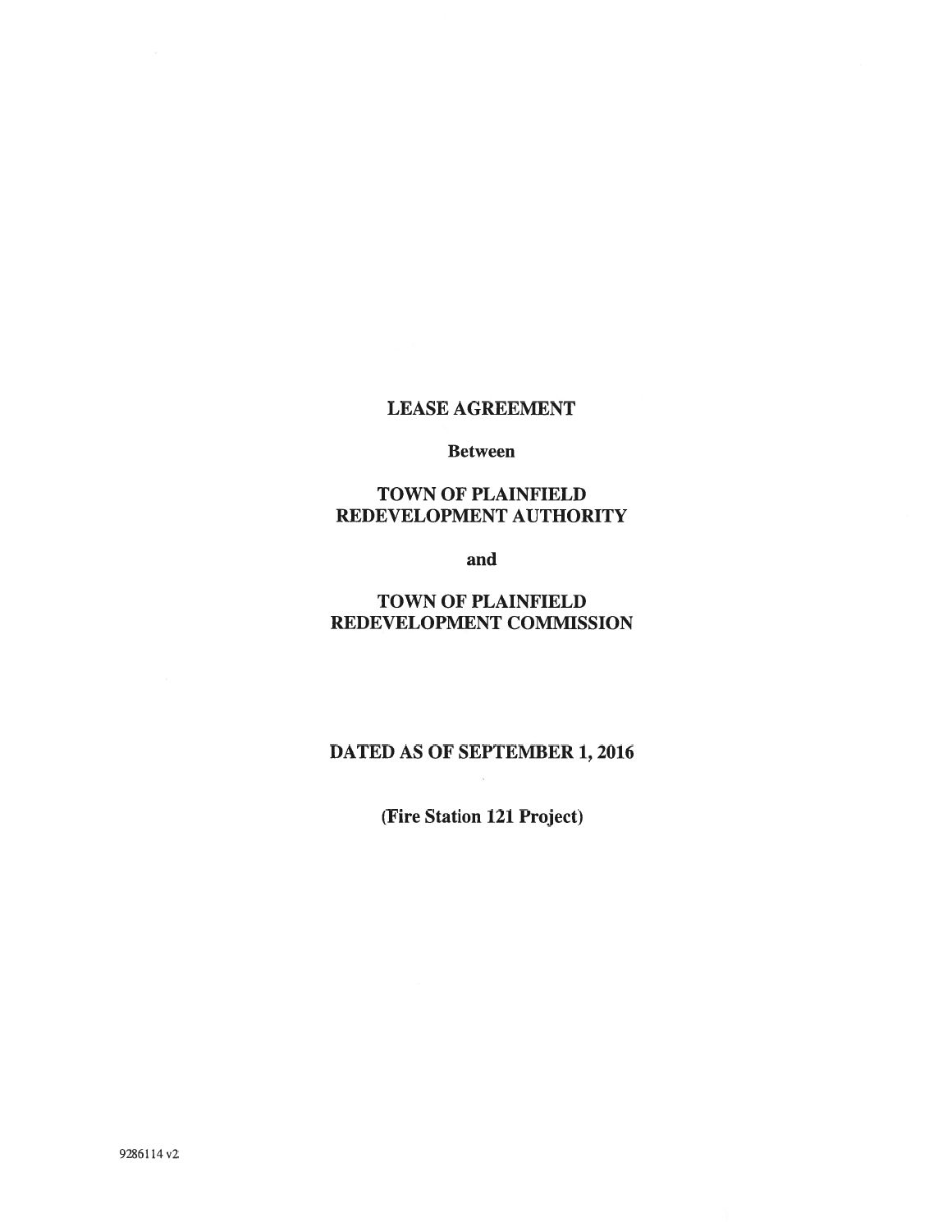**LEASE AGREEMENT**

**Between**

**TOWN OF PLAINFIELD REDEVELOPMENT AUTHORITY**

**and**

**TOWN OF PLAINFIELD REDEVELOPMENT COMMISSION**

**DATED AS OF SEPTEMBER 1, 2016**

**(Fire Station 121 Project)**

9286114 v2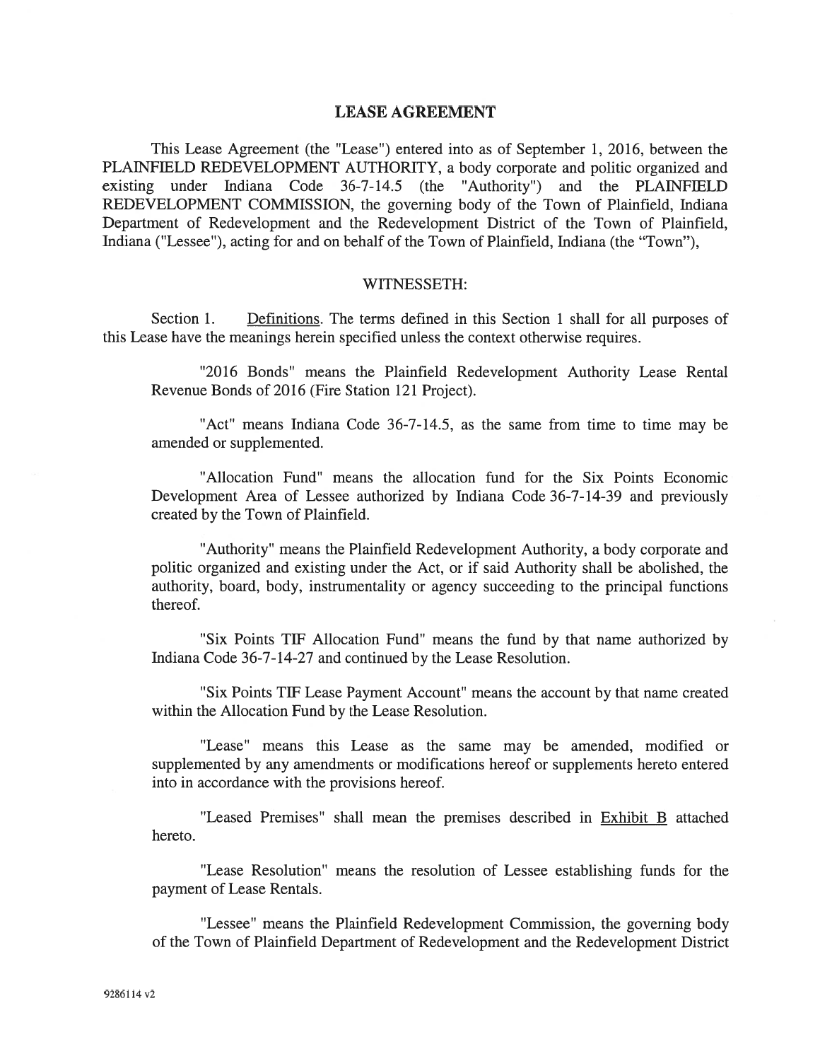## LEASE AGREEMENT

This Lease Agreement (the "Lease") entered into as of September 1, 2016, between the PLAINFIELD REDEVELOPMENT AUTHORITY, a body corporate and politic organized and existing under Indiana Code 36-7-14.5 (the "Authority") and the PLAINFIELD REDEVELOPMENT COMMISSION, the governing body of the Town of Plainfield, Indiana Department of Redevelopment and the Redevelopment District of the Town of Plainfield, Indiana ("Lessee"), acting for and on behalf of the Town of Plainfield, Indiana (the "Town"),

WITNESSETH:

Section 1. Definitions. The terms defined in this Section 1 shall for all purposes of this Lease have the meanings herein specified unless the context otherwise requires.

"2016 Bonds" means the Plainfield Redevelopment Authority Lease Rental Revenue Bonds of 2016 (Fire Station 121 Project).

"Act" means Indiana Code 36-7-14.5, as the same from time to time may be amended or supplemented.

"Allocation Fund" means the allocation fund for the Six Points Economic Development Area of Lessee authorized by Indiana Code 36-7-14-39 and previously created by the Town of Plainfield.

"Authority" means the Plainfield Redevelopment Authority, a body corporate and politic organized and existing under the Act, or if said Authority shall be abolished, the authority, board, body, instrumentality or agency succeeding to the principal functions thereof.

"Six Points TIF Allocation Fund" means the fund by that name authorized by Indiana Code 36-7-14-27 and continued by the Lease Resolution.

"Six Points TIF Lease Payment Account" means the account by that name created within the Allocation Fund by the Lease Resolution.

"Lease" means this Lease as the same may be amended, modified or supplemented by any amendments or modifications hereof or supplements hereto entered into in accordance with the provisions hereof.

"Leased Premises" shall mean the premises described in Exhibit B attached hereto.

"Lease Resolution" means the resolution of Lessee establishing funds for the payment of Lease Rentals.

"Lessee" means the Plainfield Redevelopment Commission, the governing body of the Town of Plainfield Department of Redevelopment and the Redevelopment District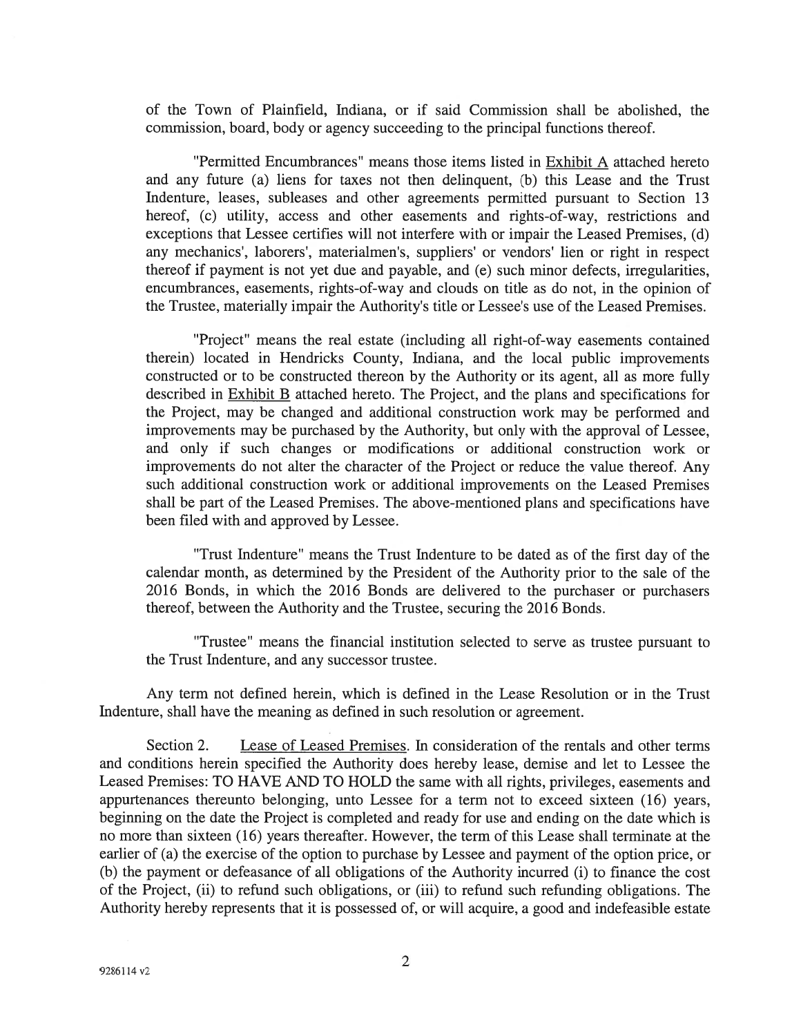of the Town of Plainfield, Indiana, or if said Commission shall be abolished, the commission, board, body or agency succeeding to the principal functions thereof.

"Permitted Encumbrances" means those items listed in Exhibit A attached hereto and any future (a) liens for taxes not then delinquent, (b) this Lease and the Trust Indenture, leases, subleases and other agreements permitted pursuant to Section 13 hereof, (c) utility, access and other easements and rights-of-way, restrictions and exceptions that Lessee certifies will not interfere with or impair the Leased Premises, (d) any mechanics', laborers', materialmen's, suppliers' or vendors' lien or right in respect thereof if payment is not yet due and payable, and (e) such minor defects, irregularities, encumbrances, easements, rights-of-way and clouds on title as do not, in the opinion of the Trustee, materially impair the Authority's title or Lessee's use of the Leased Premises.

"Project" means the real estate (including all right-of-way easements contained therein) located in Hendricks County, Indiana, and the local public improvements constructed or to be constructed thereon by the Authority or its agent, all as more fully described in Exhibit B attached hereto. The Project, and the plans and specifications for the Project, may be changed and additional construction work may be performed and improvements may be purchased by the Authority, but only with the approval of Lessee, and only if such changes or modifications or additional construction work or improvements do not alter the character of the Project or reduce the value thereof. Any such additional construction work or additional improvements on the Leased Premises shall be part of the Leased Premises. The above-mentioned plans and specifications have been filed with and approved by Lessee.

"Trust Indenture" means the Trust Indenture to be dated as of the first day of the calendar month, as determined by the President of the Authority prior to the sale of the 2016 Bonds, in which the 2016 Bonds are delivered to the purchaser or purchasers thereof, between the Authority and the Trustee, securing the 2016 Bonds.

"Trustee" means the financial institution selected to serve as trustee pursuant to the Trust Indenture, and any successor trustee.

Any term not defined herein, which is defined in the Lease Resolution or in the Trust Indenture, shall have the meaning as defined in such resolution or agreement.

Section 2. Lease of Leased Premises. In consideration of the rentals and other terms and conditions herein specified the Authority does hereby lease, demise and let to Lessee the Leased Premises: TO HAVE AND TO HOLD the same with all rights, privileges, easements and appurtenances thereunto belonging, unto Lessee for a term not to exceed sixteen (16) years, beginning on the date the Project is completed and ready for use and ending on the date which is no more than sixteen (16) years thereafter. However, the term of this Lease shall terminate at the earlier of (a) the exercise of the option to purchase by Lessee and payment of the option price, or (b) the payment or defeasance of all obligations of the Authority incurred (i) to finance the cost of the Project, (ii) to refund such obligations, or (iii) to refund such refunding obligations. The Authority hereby represents that it is possessed of, or will acquire, a good and indefeasible estate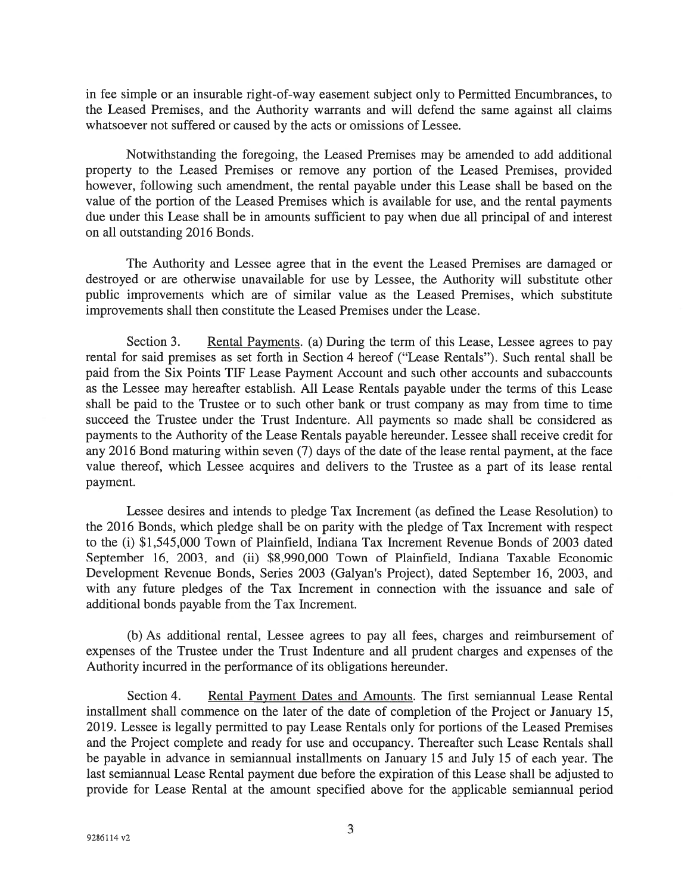in fee simple or an insurable right-of-way easement subject only to Permitted Encumbrances, to the Leased Premises, and the Authority warrants and will defend the same against all claims whatsoever not suffered or caused by the acts or omissions of Lessee.

Notwithstanding the foregoing, the Leased Premises may be amended to add additional property to the Leased Premises or remove any portion of the Leased Premises, provided however, following such amendment, the rental payable under this Lease shall be based on the value of the portion of the Leased Premises which is available for use, and the rental payments due under this Lease shall be in amounts sufficient to pay when due all principal of and interest on all outstanding 2016 Bonds.

The Authority and Lessee agree that in the event the Leased Premises are damaged or destroyed or are otherwise unavailable for use by Lessee, the Authority will substitute other public improvements which are of similar value as the Leased Premises, which substitute improvements shall then constitute the Leased Premises under the Lease.

Section 3. Rental Payments. (a) During the term of this Lease, Lessee agrees to pay rental for said premises as set forth in Section 4 hereof ("Lease Rentals"). Such rental shall be paid from the Six Points TIF Lease Payment Account and such other accounts and subaccounts as the Lessee may hereafter establish. All Lease Rentals payable under the terms of this Lease shall be paid to the Trustee or to such other bank or trust company as may from time to time succeed the Trustee under the Trust Indenture. All payments so made shall be considered as payments to the Authority of the Lease Rentals payable hereunder. Lessee shall receive credit for any 2016 Bond maturing within seven (7) days of the date of the lease rental payment, at the face value thereof, which Lessee acquires and delivers to the Trustee as a part of its lease rental payment.

Lessee desires and intends to pledge Tax Increment (as defined the Lease Resolution) to the 2016 Bonds, which pledge shall be on parity with the pledge of Tax Increment with respect to the (i) $1,545,000 Town of Plainfield, Indiana Tax Increment Revenue Bonds of 2003 dated September 16, 2003, and (ii) $8,990,000 Town of Plainfield, Indiana Taxable Economic Development Revenue Bonds, Series 2003 (Galyan's Project), dated September 16, 2003, and with any future pledges of the Tax Increment in connection with the issuance and sale of additional bonds payable from the Tax Increment.

(b) As additional rental, Lessee agrees to pay all fees, charges and reimbursement of expenses of the Trustee under the Trust Indenture and all prudent charges and expenses of the Authority incurred in the performance of its obligations hereunder.

Section 4. Rental Payment Dates and Amounts. The first semiannual Lease Rental installment shall commence on the later of the date of completion of the Project or January 15, 2019. Lessee is legally permitted to pay Lease Rentals only for portions of the Leased Premises and the Project complete and ready for use and occupancy. Thereafter such Lease Rentals shall be payable in advance in semiannual installments on January 15 and July 15 of each year. The last semiannual Lease Rental payment due before the expiration of this Lease shall be adjusted to provide for Lease Rental at the amount specified above for the applicable semiannual period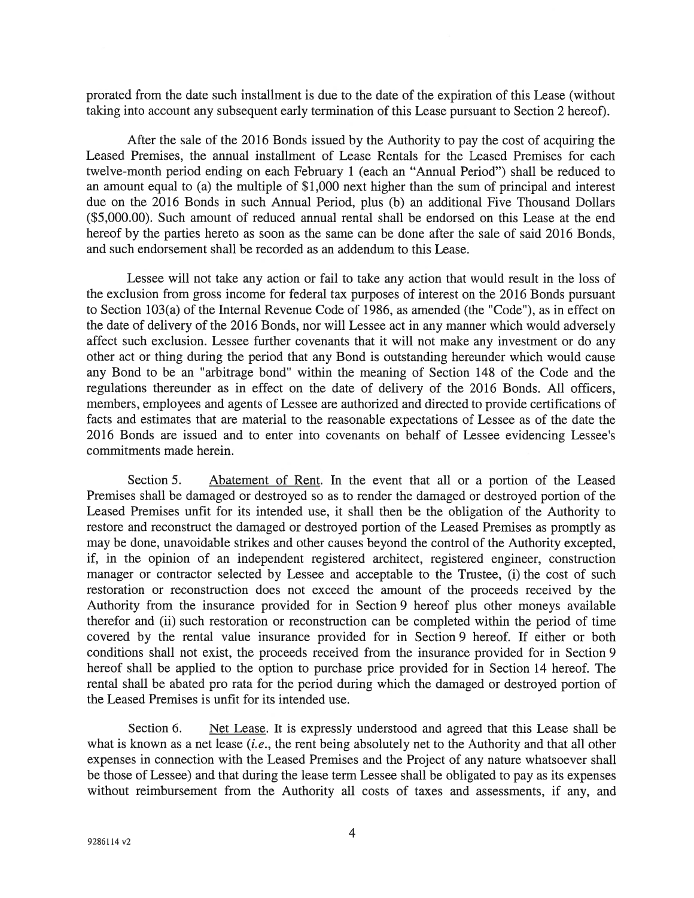prorated from the date such installment is due to the date of the expiration of this Lease (without taking into account any subsequent early termination of this Lease pursuant to Section 2 hereof).

After the sale of the 2016 Bonds issued by the Authority to pay the cost of acquiring the Leased Premises, the annual installment of Lease Rentals for the Leased Premises for each twelve-month period ending on each February 1 (each an "Annual Period") shall be reduced to an amount equal to (a) the multiple of $1,000 next higher than the sum of principal and interest due on the 2016 Bonds in such Annual Period, plus (b) an additional Five Thousand Dollars ($5,000.00). Such amount of reduced annual rental shall be endorsed on this Lease at the end hereof by the parties hereto as soon as the same can be done after the sale of said 2016 Bonds, and such endorsement shall be recorded as an addendum to this Lease.

Lessee will not take any action or fail to take any action that would result in the loss of the exclusion from gross income for federal tax purposes of interest on the 2016 Bonds pursuant to Section 103(a) of the Internal Revenue Code of 1986, as amended (the "Code"), as in effect on the date of delivery of the 2016 Bonds, nor will Lessee act in any manner which would adversely affect such exclusion. Lessee further covenants that it will not make any investment or do any other act or thing during the period that any Bond is outstanding hereunder which would cause any Bond to be an "arbitrage bond" within the meaning of Section 148 of the Code and the regulations thereunder as in effect on the date of delivery of the 2016 Bonds. All officers, members, employees and agents of Lessee are authorized and directed to provide certifications of facts and estimates that are material to the reasonable expectations of Lessee as of the date the 2016 Bonds are issued and to enter into covenants on behalf of Lessee evidencing Lessee's commitments made herein.

Section 5. Abatement of Rent. In the event that all or a portion of the Leased Premises shall be damaged or destroyed so as to render the damaged or destroyed portion of the Leased Premises unfit for its intended use, it shall then be the obligation of the Authority to restore and reconstruct the damaged or destroyed portion of the Leased Premises as promptly as may be done, unavoidable strikes and other causes beyond the control of the Authority excepted, if, in the opinion of an independent registered architect, registered engineer, construction manager or contractor selected by Lessee and acceptable to the Trustee, (i) the cost of such restoration or reconstruction does not exceed the amount of the proceeds received by the Authority from the insurance provided for in Section 9 hereof plus other moneys available therefor and (ii) such restoration or reconstruction can be completed within the period of time covered by the rental value insurance provided for in Section 9 hereof. If either or both conditions shall not exist, the proceeds received from the insurance provided for in Section 9 hereof shall be applied to the option to purchase price provided for in Section 14 hereof. The rental shall be abated pro rata for the period during which the damaged or destroyed portion of the Leased Premises is unfit for its intended use.

Section 6. Net Lease. It is expressly understood and agreed that this Lease shall be what is known as a net lease (*i.e.*, the rent being absolutely net to the Authority and that all other expenses in connection with the Leased Premises and the Project of any nature whatsoever shall be those of Lessee) and that during the lease term Lessee shall be obligated to pay as its expenses without reimbursement from the Authority all costs of taxes and assessments, if any, and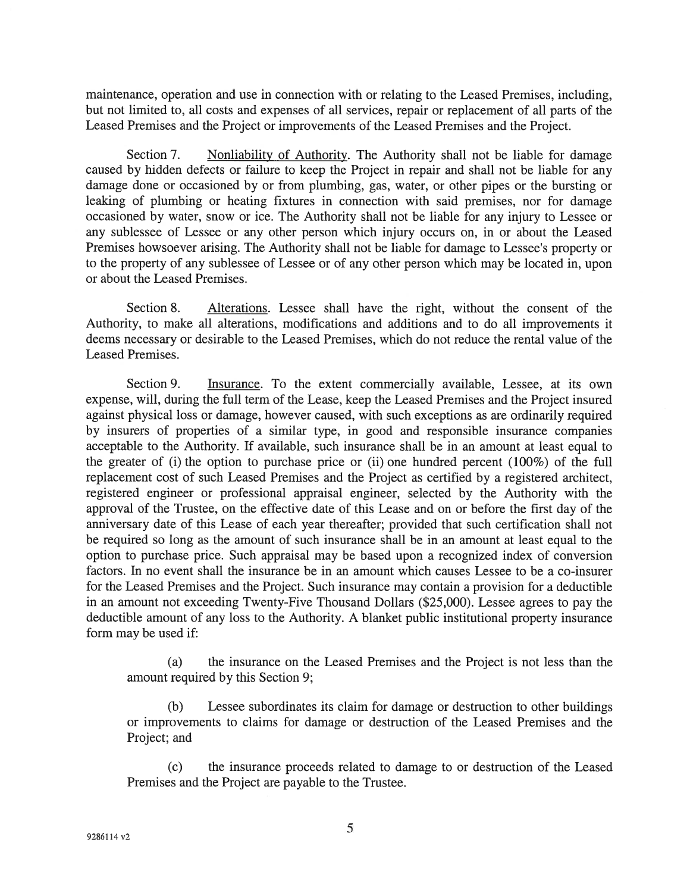maintenance, operation and use in connection with or relating to the Leased Premises, including, but not limited to, all costs and expenses of all services, repair or replacement of all parts of the Leased Premises and the Project or improvements of the Leased Premises and the Project.

Section 7. Nonliability of Authority. The Authority shall not be liable for damage caused by hidden defects or failure to keep the Project in repair and shall not be liable for any damage done or occasioned by or from plumbing, gas, water, or other pipes or the bursting or leaking of plumbing or heating fixtures in connection with said premises, nor for damage occasioned by water, snow or ice. The Authority shall not be liable for any injury to Lessee or any sublessee of Lessee or any other person which injury occurs on, in or about the Leased Premises howsoever arising. The Authority shall not be liable for damage to Lessee's property or to the property of any sublessee of Lessee or of any other person which may be located in, upon or about the Leased Premises.

Section 8. Alterations. Lessee shall have the right, without the consent of the Authority, to make all alterations, modifications and additions and to do all improvements it deems necessary or desirable to the Leased Premises, which do not reduce the rental value of the Leased Premises.

Section 9. Insurance. To the extent commercially available, Lessee, at its own expense, will, during the full term of the Lease, keep the Leased Premises and the Project insured against physical loss or damage, however caused, with such exceptions as are ordinarily required by insurers of properties of a similar type, in good and responsible insurance companies acceptable to the Authority. If available, such insurance shall be in an amount at least equal to the greater of (i) the option to purchase price or (ii) one hundred percent (100%) of the full replacement cost of such Leased Premises and the Project as certified by a registered architect, registered engineer or professional appraisal engineer, selected by the Authority with the approval of the Trustee, on the effective date of this Lease and on or before the first day of the anniversary date of this Lease of each year thereafter; provided that such certification shall not be required so long as the amount of such insurance shall be in an amount at least equal to the option to purchase price. Such appraisal may be based upon a recognized index of conversion factors. In no event shall the insurance be in an amount which causes Lessee to be a co-insurer for the Leased Premises and the Project. Such insurance may contain a provision for a deductible in an amount not exceeding Twenty-Five Thousand Dollars ($25,000). Lessee agrees to pay the deductible amount of any loss to the Authority. A blanket public institutional property insurance form may be used if:

(a) the insurance on the Leased Premises and the Project is not less than the amount required by this Section 9;

(b) Lessee subordinates its claim for damage or destruction to other buildings or improvements to claims for damage or destruction of the Leased Premises and the Project; and

(c) the insurance proceeds related to damage to or destruction of the Leased Premises and the Project are payable to the Trustee.

9286114 v2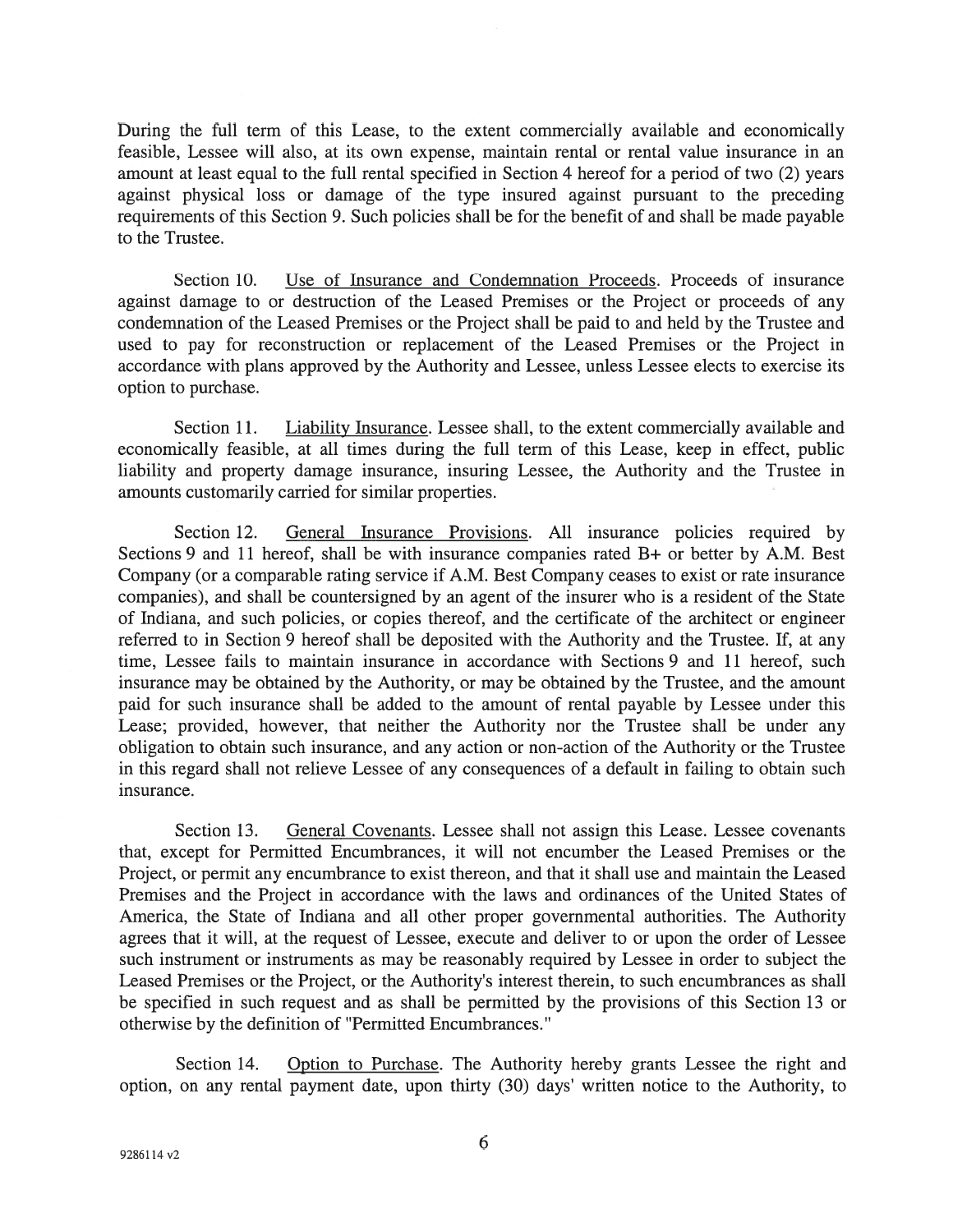During the full term of this Lease, to the extent commercially available and economically feasible, Lessee will also, at its own expense, maintain rental or rental value insurance in an amount at least equal to the full rental specified in Section 4 hereof for a period of two (2) years against physical loss or damage of the type insured against pursuant to the preceding requirements of this Section 9. Such policies shall be for the benefit of and shall be made payable to the Trustee.

Section 10. Use of Insurance and Condemnation Proceeds. Proceeds of insurance against damage to or destruction of the Leased Premises or the Project or proceeds of any condemnation of the Leased Premises or the Project shall be paid to and held by the Trustee and used to pay for reconstruction or replacement of the Leased Premises or the Project in accordance with plans approved by the Authority and Lessee, unless Lessee elects to exercise its option to purchase.

Section 11. Liability Insurance. Lessee shall, to the extent commercially available and economically feasible, at all times during the full term of this Lease, keep in effect, public liability and property damage insurance, insuring Lessee, the Authority and the Trustee in amounts customarily carried for similar properties.

Section 12. General Insurance Provisions. All insurance policies required by Sections 9 and 11 hereof, shall be with insurance companies rated B+ or better by A.M. Best Company (or a comparable rating service if A.M. Best Company ceases to exist or rate insurance companies), and shall be countersigned by an agent of the insurer who is a resident of the State of Indiana, and such policies, or copies thereof, and the certificate of the architect or engineer referred to in Section 9 hereof shall be deposited with the Authority and the Trustee. If, at any time, Lessee fails to maintain insurance in accordance with Sections 9 and 11 hereof, such insurance may be obtained by the Authority, or may be obtained by the Trustee, and the amount paid for such insurance shall be added to the amount of rental payable by Lessee under this Lease; provided, however, that neither the Authority nor the Trustee shall be under any obligation to obtain such insurance, and any action or non-action of the Authority or the Trustee in this regard shall not relieve Lessee of any consequences of a default in failing to obtain such insurance.

Section 13. General Covenants. Lessee shall not assign this Lease. Lessee covenants that, except for Permitted Encumbrances, it will not encumber the Leased Premises or the Project, or permit any encumbrance to exist thereon, and that it shall use and maintain the Leased Premises and the Project in accordance with the laws and ordinances of the United States of America, the State of Indiana and all other proper governmental authorities. The Authority agrees that it will, at the request of Lessee, execute and deliver to or upon the order of Lessee such instrument or instruments as may be reasonably required by Lessee in order to subject the Leased Premises or the Project, or the Authority's interest therein, to such encumbrances as shall be specified in such request and as shall be permitted by the provisions of this Section 13 or otherwise by the definition of "Permitted Encumbrances."

Section 14. Option to Purchase. The Authority hereby grants Lessee the right and option, on any rental payment date, upon thirty (30) days' written notice to the Authority, to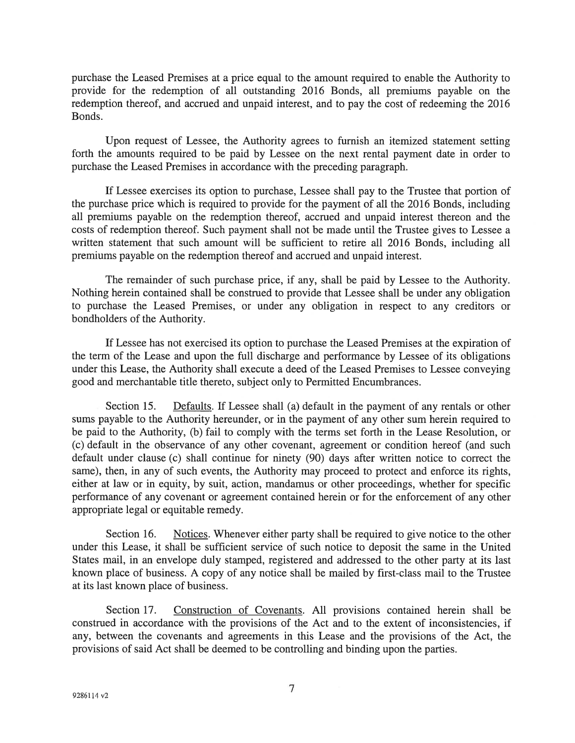purchase the Leased Premises at a price equal to the amount required to enable the Authority to provide for the redemption of all outstanding 2016 Bonds, all premiums payable on the redemption thereof, and accrued and unpaid interest, and to pay the cost of redeeming the 2016 Bonds.

Upon request of Lessee, the Authority agrees to furnish an itemized statement setting forth the amounts required to be paid by Lessee on the next rental payment date in order to purchase the Leased Premises in accordance with the preceding paragraph.

If Lessee exercises its option to purchase, Lessee shall pay to the Trustee that portion of the purchase price which is required to provide for the payment of all the 2016 Bonds, including all premiums payable on the redemption thereof, accrued and unpaid interest thereon and the costs of redemption thereof. Such payment shall not be made until the Trustee gives to Lessee a written statement that such amount will be sufficient to retire all 2016 Bonds, including all premiums payable on the redemption thereof and accrued and unpaid interest.

The remainder of such purchase price, if any, shall be paid by Lessee to the Authority. Nothing herein contained shall be construed to provide that Lessee shall be under any obligation to purchase the Leased Premises, or under any obligation in respect to any creditors or bondholders of the Authority.

If Lessee has not exercised its option to purchase the Leased Premises at the expiration of the term of the Lease and upon the full discharge and performance by Lessee of its obligations under this Lease, the Authority shall execute a deed of the Leased Premises to Lessee conveying good and merchantable title thereto, subject only to Permitted Encumbrances.

Section 15. Defaults. If Lessee shall (a) default in the payment of any rentals or other sums payable to the Authority hereunder, or in the payment of any other sum herein required to be paid to the Authority, (b) fail to comply with the terms set forth in the Lease Resolution, or (c) default in the observance of any other covenant, agreement or condition hereof (and such default under clause (c) shall continue for ninety (90) days after written notice to correct the same), then, in any of such events, the Authority may proceed to protect and enforce its rights, either at law or in equity, by suit, action, mandamus or other proceedings, whether for specific performance of any covenant or agreement contained herein or for the enforcement of any other appropriate legal or equitable remedy.

Section 16. Notices. Whenever either party shall be required to give notice to the other under this Lease, it shall be sufficient service of such notice to deposit the same in the United States mail, in an envelope duly stamped, registered and addressed to the other party at its last known place of business. A copy of any notice shall be mailed by first-class mail to the Trustee at its last known place of business.

Section 17. Construction of Covenants. All provisions contained herein shall be construed in accordance with the provisions of the Act and to the extent of inconsistencies, if any, between the covenants and agreements in this Lease and the provisions of the Act, the provisions of said Act shall be deemed to be controlling and binding upon the parties.

9286114 v2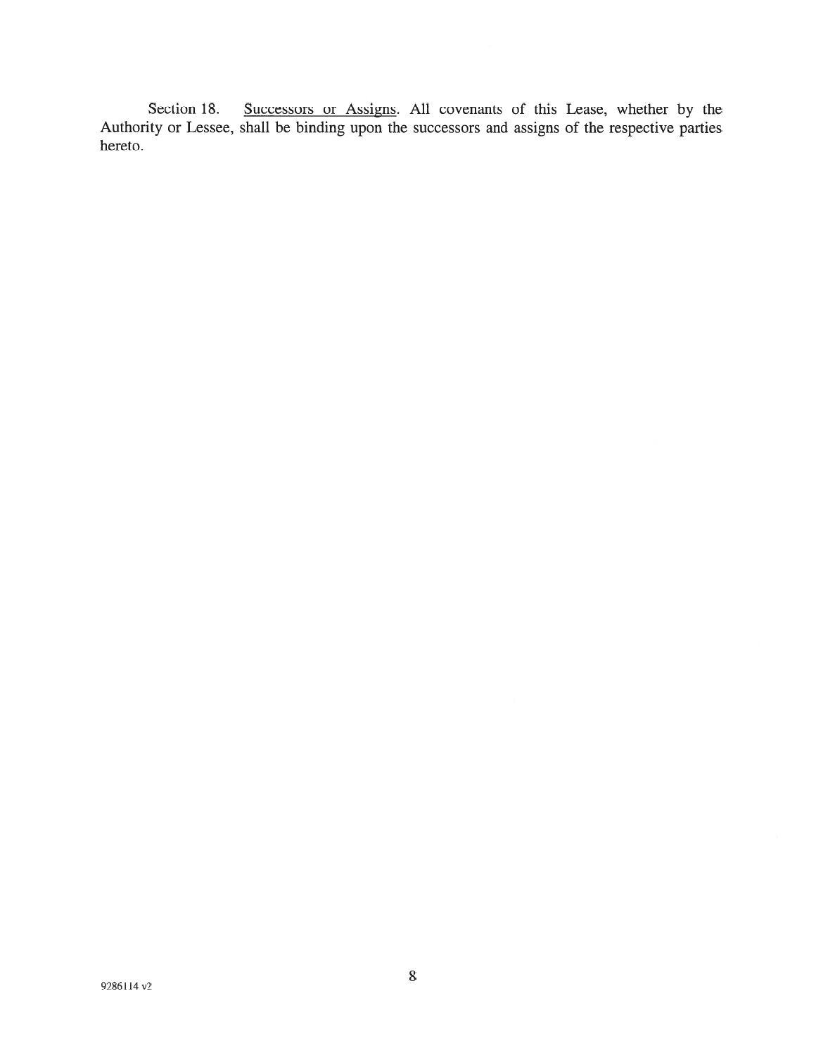Section 18. Successors or Assigns. All covenants of this Lease, whether by the Authority or Lessee, shall be binding upon the successors and assigns of the respective parties hereto.

9286114 v2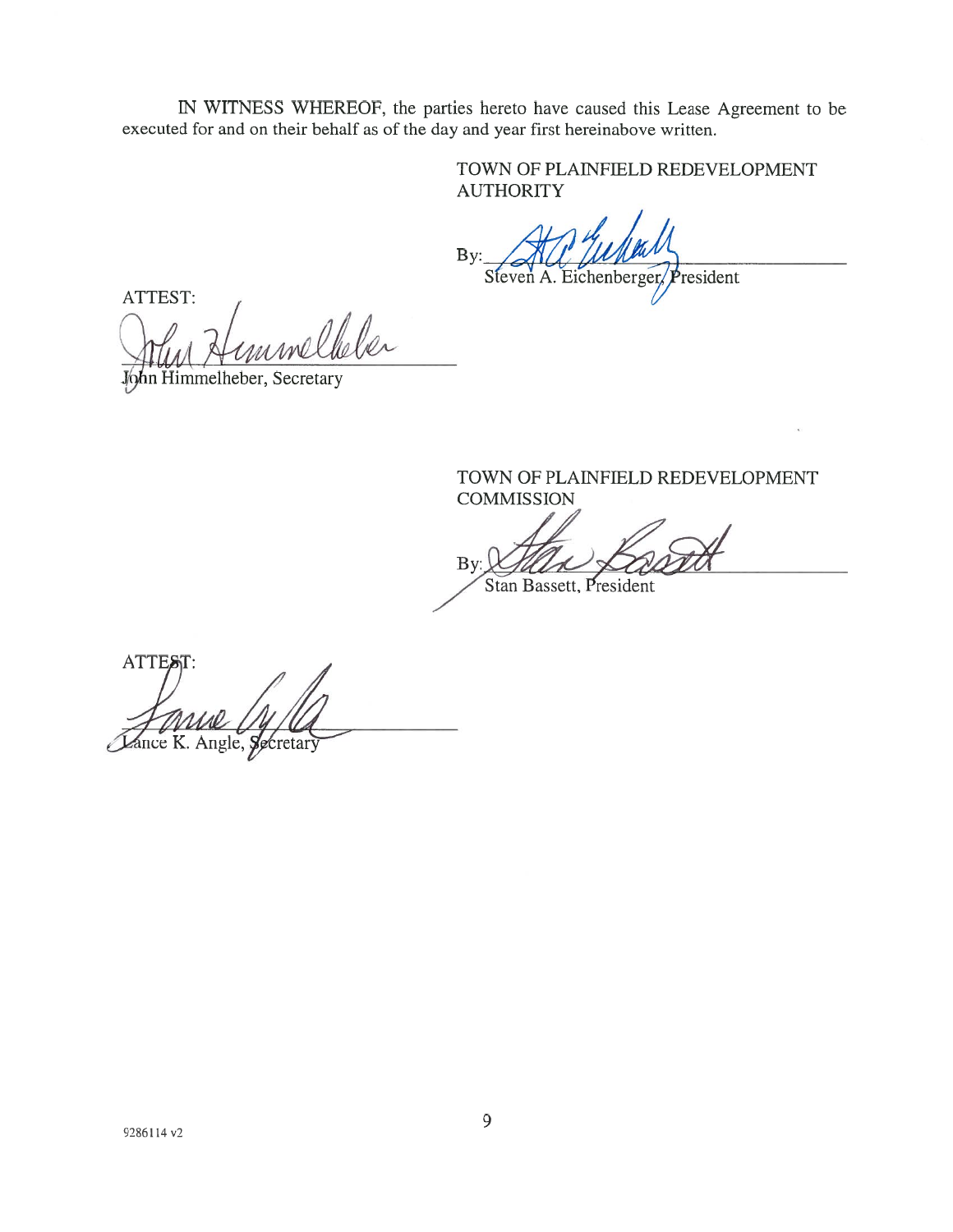IN WITNESS WHEREOF, the parties hereto have caused this Lease Agreement to be executed for and on their behalf as of the day and year first hereinabove written.

TOWN OF PLAINFIELD REDEVELOPMENT AUTHORITY

By: ______________________________
Steven A. Eichenberger, President

ATTEST:

______________________________
John Himmelheber, Secretary

TOWN OF PLAINFIELD REDEVELOPMENT COMMISSION

By: ______________________________
Stan Bassett, President

ATTEST:

______________________________
Lance K. Angle, Secretary

9286114 v2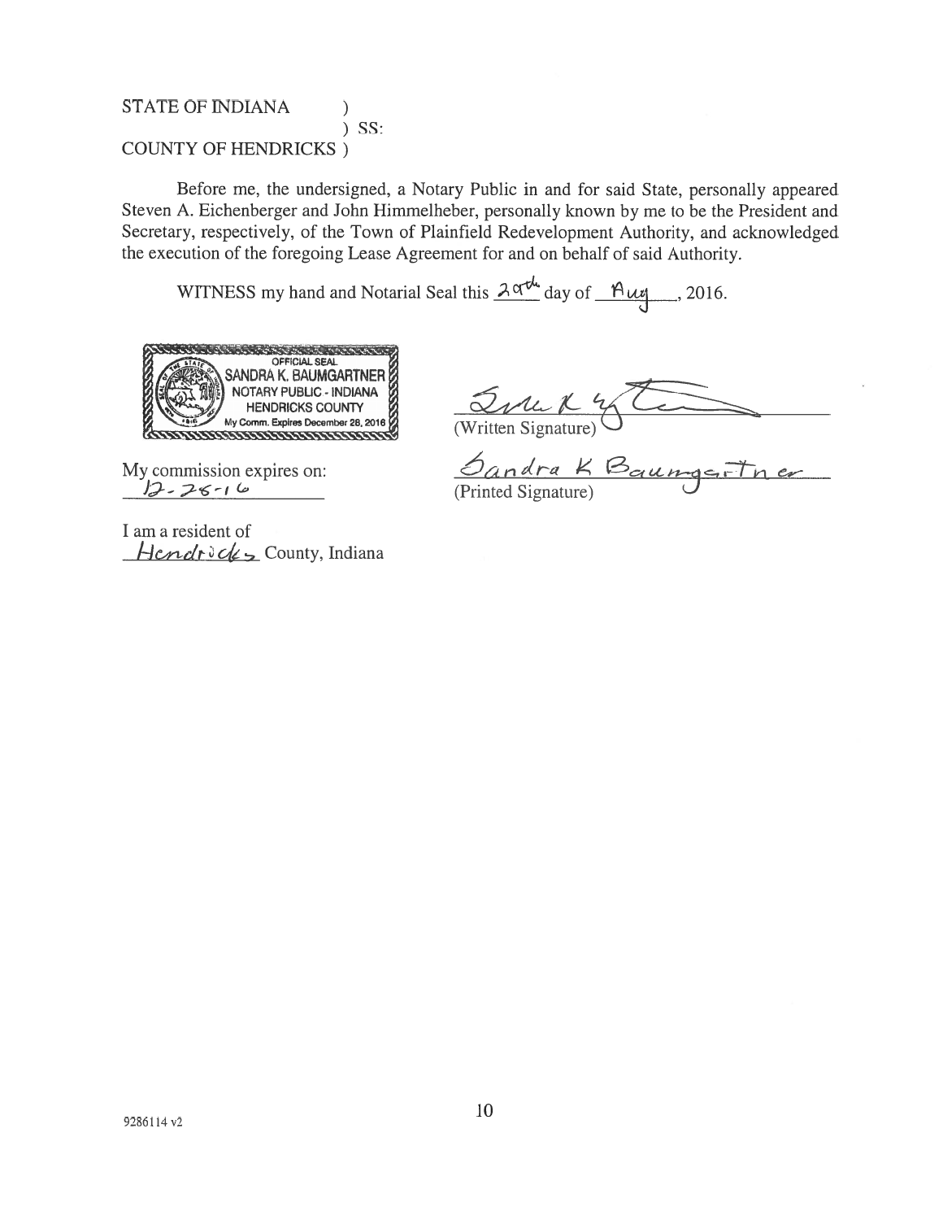STATE OF INDIANA )
) SS:
COUNTY OF HENDRICKS )

Before me, the undersigned, a Notary Public in and for said State, personally appeared Steven A. Eichenberger and John Himmelheber, personally known by me to be the President and Secretary, respectively, of the Town of Plainfield Redevelopment Authority, and acknowledged the execution of the foregoing Lease Agreement for and on behalf of said Authority.

WITNESS my hand and Notarial Seal this 29th day of Aug, 2016.

OFFICIAL SEAL
SANDRA K. BAUMGARTNER
NOTARY PUBLIC - INDIANA
HENDRICKS COUNTY
My Comm. Expires December 28, 2016

(Written Signature)

Sandra K Baumgartner
(Printed Signature)

My commission expires on:
12-28-16

I am a resident of
Hendricks County, Indiana

9286114 v2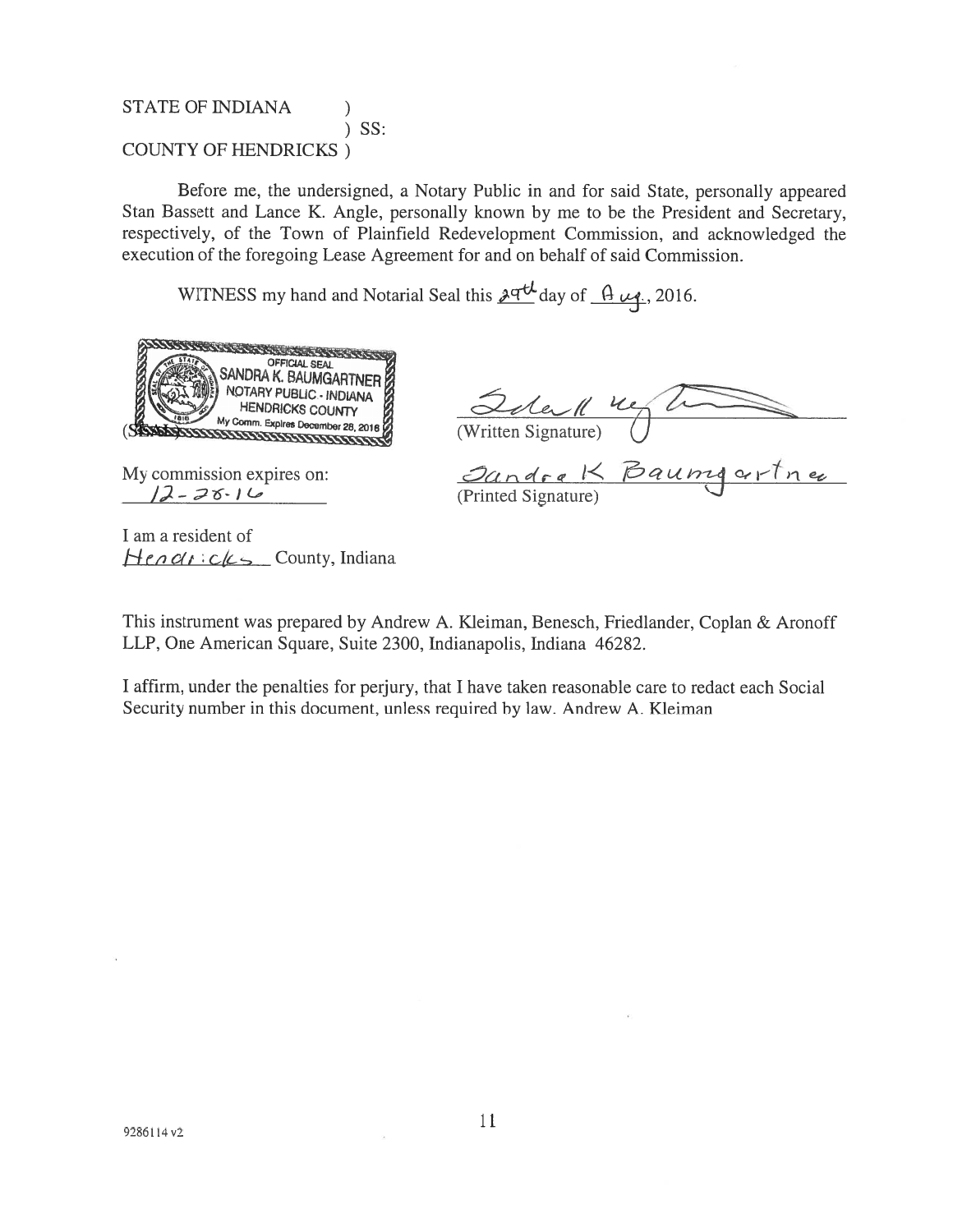STATE OF INDIANA )
) SS:
COUNTY OF HENDRICKS )

Before me, the undersigned, a Notary Public in and for said State, personally appeared Stan Bassett and Lance K. Angle, personally known by me to be the President and Secretary, respectively, of the Town of Plainfield Redevelopment Commission, and acknowledged the execution of the foregoing Lease Agreement for and on behalf of said Commission.

WITNESS my hand and Notarial Seal this 29th day of Aug., 2016.

OFFICIAL SEAL
SANDRA K. BAUMGARTNER
NOTARY PUBLIC - INDIANA
HENDRICKS COUNTY
My Comm. Expires December 28, 2016

(SEAL)

(Written Signature)

My commission expires on: 12-28-16

Sandra K Baumgartner
(Printed Signature)

I am a resident of Hendricks County, Indiana

This instrument was prepared by Andrew A. Kleiman, Benesch, Friedlander, Coplan & Aronoff LLP, One American Square, Suite 2300, Indianapolis, Indiana 46282.

I affirm, under the penalties for perjury, that I have taken reasonable care to redact each Social Security number in this document, unless required by law. Andrew A. Kleiman

9286114 v2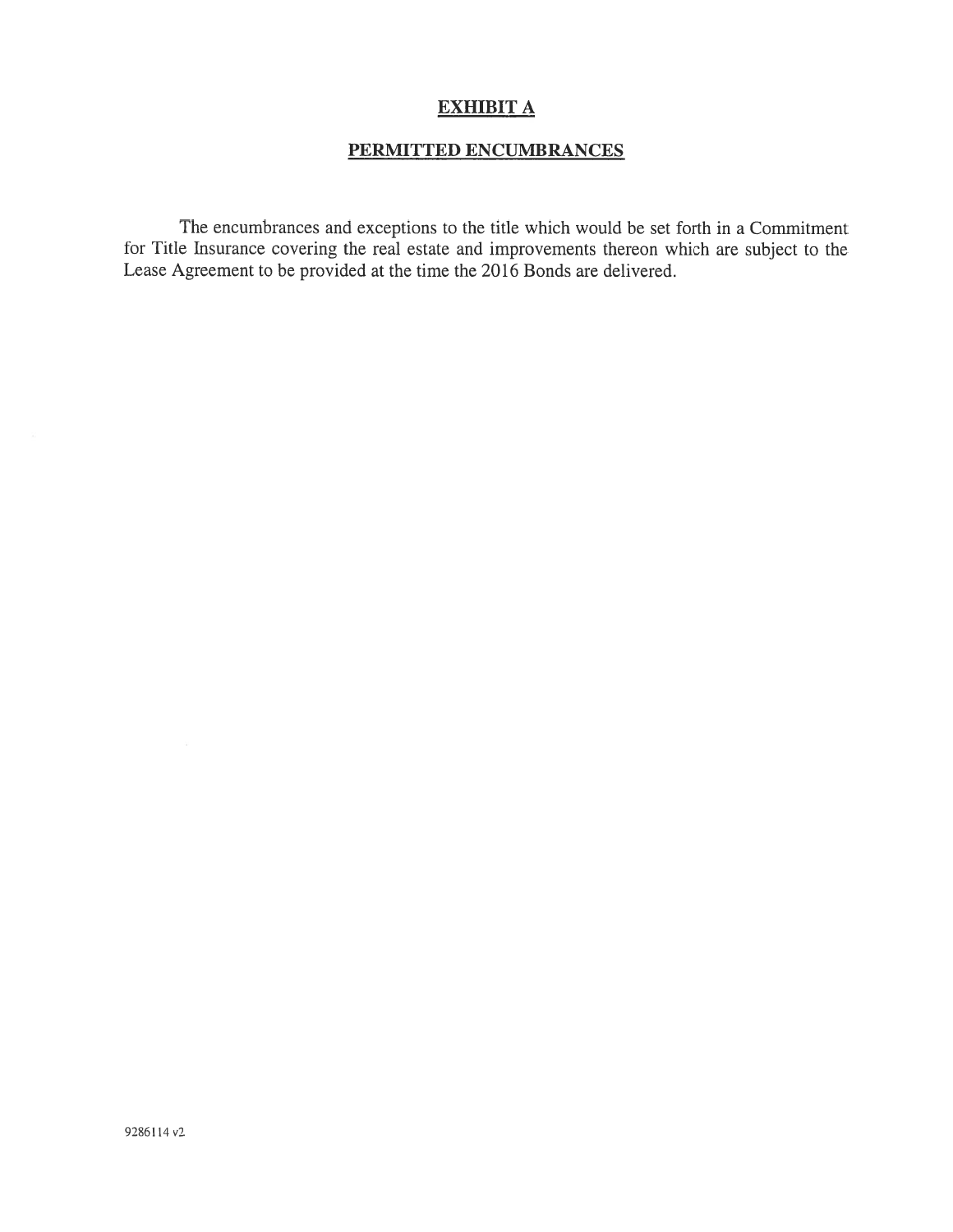# EXHIBIT A

## PERMITTED ENCUMBRANCES

The encumbrances and exceptions to the title which would be set forth in a Commitment for Title Insurance covering the real estate and improvements thereon which are subject to the Lease Agreement to be provided at the time the 2016 Bonds are delivered.

9286114 v2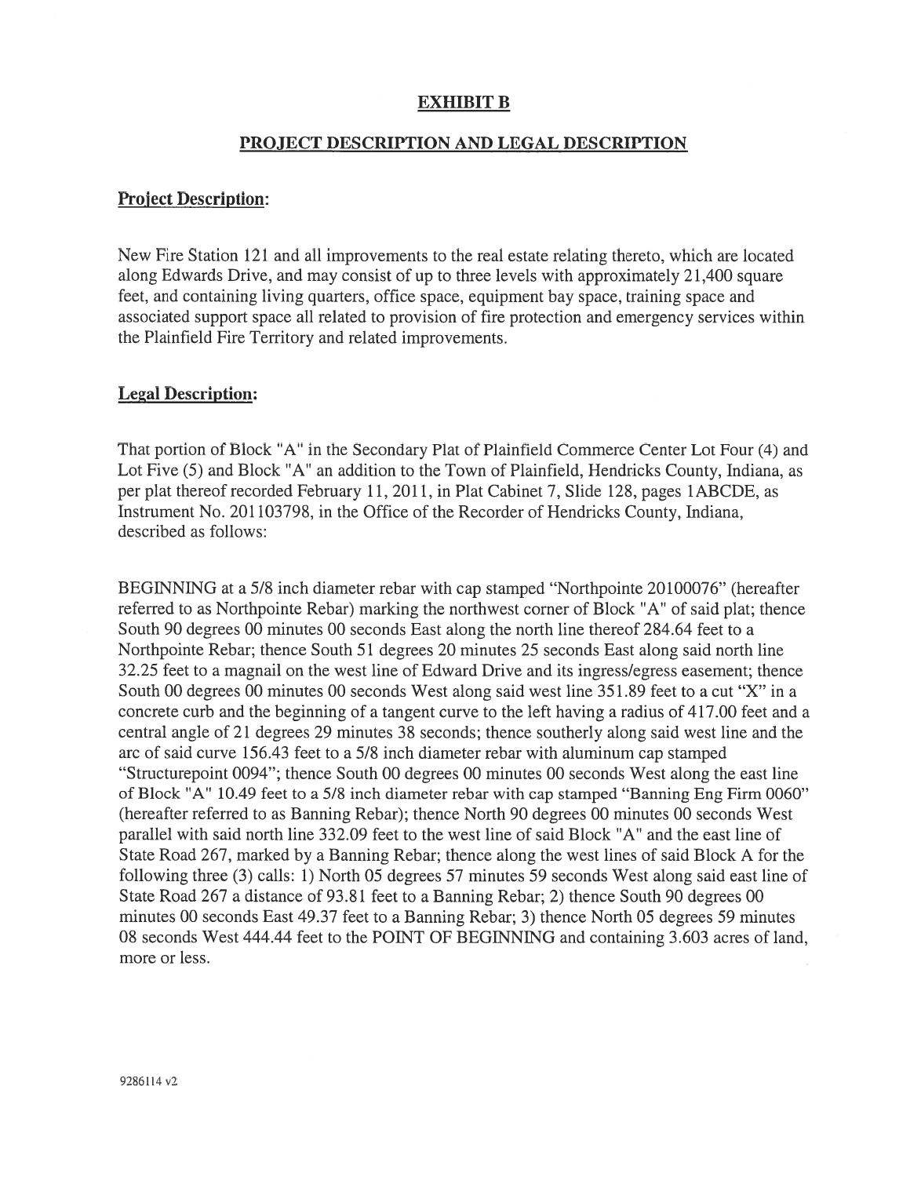# EXHIBIT B

## PROJECT DESCRIPTION AND LEGAL DESCRIPTION

### Project Description:

New Fire Station 121 and all improvements to the real estate relating thereto, which are located along Edwards Drive, and may consist of up to three levels with approximately 21,400 square feet, and containing living quarters, office space, equipment bay space, training space and associated support space all related to provision of fire protection and emergency services within the Plainfield Fire Territory and related improvements.

### Legal Description:

That portion of Block "A" in the Secondary Plat of Plainfield Commerce Center Lot Four (4) and Lot Five (5) and Block "A" an addition to the Town of Plainfield, Hendricks County, Indiana, as per plat thereof recorded February 11, 2011, in Plat Cabinet 7, Slide 128, pages 1ABCDE, as Instrument No. 201103798, in the Office of the Recorder of Hendricks County, Indiana, described as follows:

BEGINNING at a 5/8 inch diameter rebar with cap stamped "Northpointe 20100076" (hereafter referred to as Northpointe Rebar) marking the northwest corner of Block "A" of said plat; thence South 90 degrees 00 minutes 00 seconds East along the north line thereof 284.64 feet to a Northpointe Rebar; thence South 51 degrees 20 minutes 25 seconds East along said north line 32.25 feet to a magnail on the west line of Edward Drive and its ingress/egress easement; thence South 00 degrees 00 minutes 00 seconds West along said west line 351.89 feet to a cut "X" in a concrete curb and the beginning of a tangent curve to the left having a radius of 417.00 feet and a central angle of 21 degrees 29 minutes 38 seconds; thence southerly along said west line and the arc of said curve 156.43 feet to a 5/8 inch diameter rebar with aluminum cap stamped "Structurepoint 0094"; thence South 00 degrees 00 minutes 00 seconds West along the east line of Block "A" 10.49 feet to a 5/8 inch diameter rebar with cap stamped "Banning Eng Firm 0060" (hereafter referred to as Banning Rebar); thence North 90 degrees 00 minutes 00 seconds West parallel with said north line 332.09 feet to the west line of said Block "A" and the east line of State Road 267, marked by a Banning Rebar; thence along the west lines of said Block A for the following three (3) calls: 1) North 05 degrees 57 minutes 59 seconds West along said east line of State Road 267 a distance of 93.81 feet to a Banning Rebar; 2) thence South 90 degrees 00 minutes 00 seconds East 49.37 feet to a Banning Rebar; 3) thence North 05 degrees 59 minutes 08 seconds West 444.44 feet to the POINT OF BEGINNING and containing 3.603 acres of land, more or less.

9286114 v2